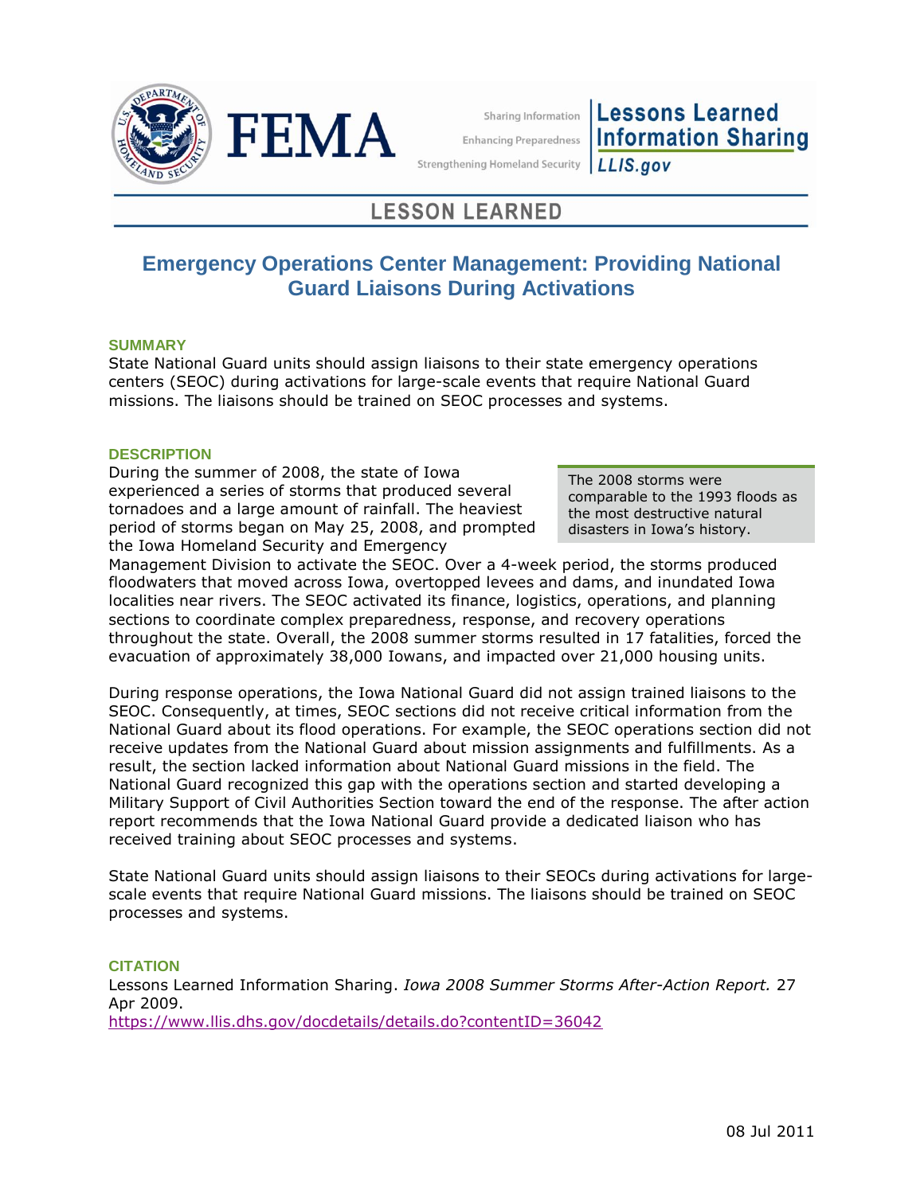FEMA

Sharing Information
Enhancing Preparedness
Strengthening Homeland Security

**Lessons Learned Information Sharing**
**LLIS.gov**

## LESSON LEARNED

# Emergency Operations Center Management: Providing National Guard Liaisons During Activations

### SUMMARY

State National Guard units should assign liaisons to their state emergency operations centers (SEOC) during activations for large-scale events that require National Guard missions. The liaisons should be trained on SEOC processes and systems.

### DESCRIPTION

> The 2008 storms were comparable to the 1993 floods as the most destructive natural disasters in Iowa's history.

During the summer of 2008, the state of Iowa experienced a series of storms that produced several tornadoes and a large amount of rainfall. The heaviest period of storms began on May 25, 2008, and prompted the Iowa Homeland Security and Emergency Management Division to activate the SEOC. Over a 4-week period, the storms produced floodwaters that moved across Iowa, overtopped levees and dams, and inundated Iowa localities near rivers. The SEOC activated its finance, logistics, operations, and planning sections to coordinate complex preparedness, response, and recovery operations throughout the state. Overall, the 2008 summer storms resulted in 17 fatalities, forced the evacuation of approximately 38,000 Iowans, and impacted over 21,000 housing units.

During response operations, the Iowa National Guard did not assign trained liaisons to the SEOC. Consequently, at times, SEOC sections did not receive critical information from the National Guard about its flood operations. For example, the SEOC operations section did not receive updates from the National Guard about mission assignments and fulfillments. As a result, the section lacked information about National Guard missions in the field. The National Guard recognized this gap with the operations section and started developing a Military Support of Civil Authorities Section toward the end of the response. The after action report recommends that the Iowa National Guard provide a dedicated liaison who has received training about SEOC processes and systems.

State National Guard units should assign liaisons to their SEOCs during activations for large-scale events that require National Guard missions. The liaisons should be trained on SEOC processes and systems.

### CITATION

Lessons Learned Information Sharing. *Iowa 2008 Summer Storms After-Action Report.* 27 Apr 2009.
https://www.llis.dhs.gov/docdetails/details.do?contentID=36042

08 Jul 2011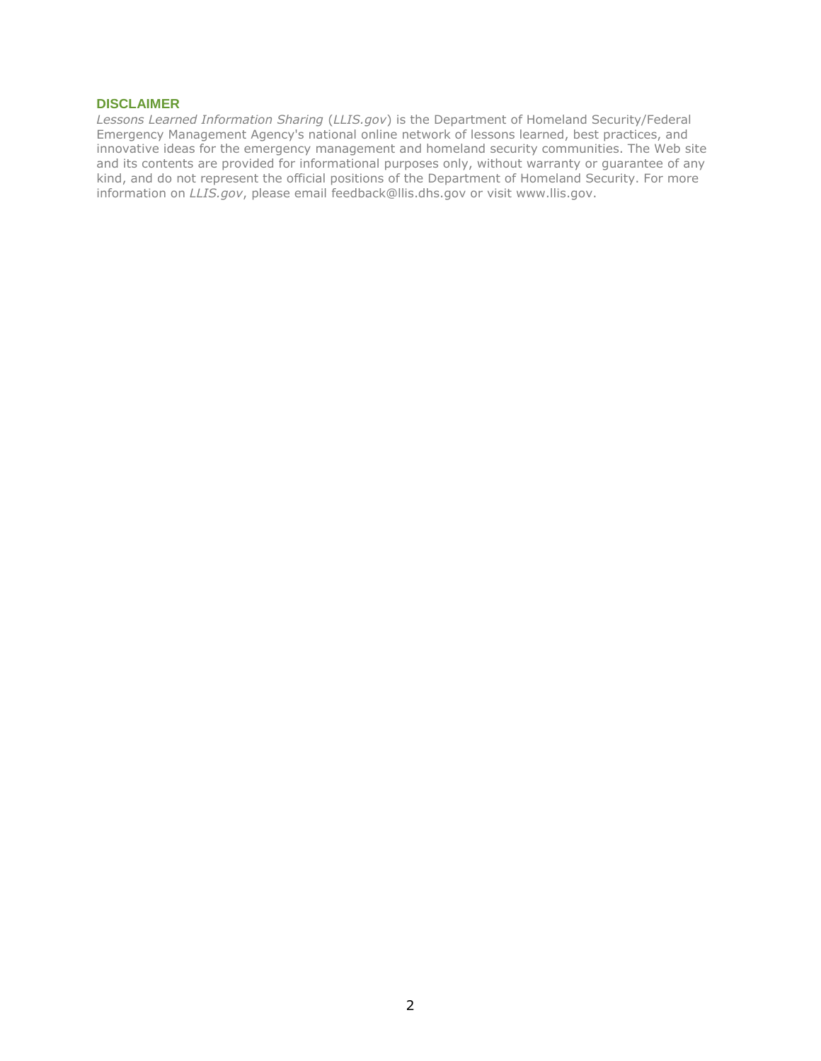## DISCLAIMER

*Lessons Learned Information Sharing* (*LLIS.gov*) is the Department of Homeland Security/Federal Emergency Management Agency's national online network of lessons learned, best practices, and innovative ideas for the emergency management and homeland security communities. The Web site and its contents are provided for informational purposes only, without warranty or guarantee of any kind, and do not represent the official positions of the Department of Homeland Security. For more information on *LLIS.gov*, please email feedback@llis.dhs.gov or visit www.llis.gov.